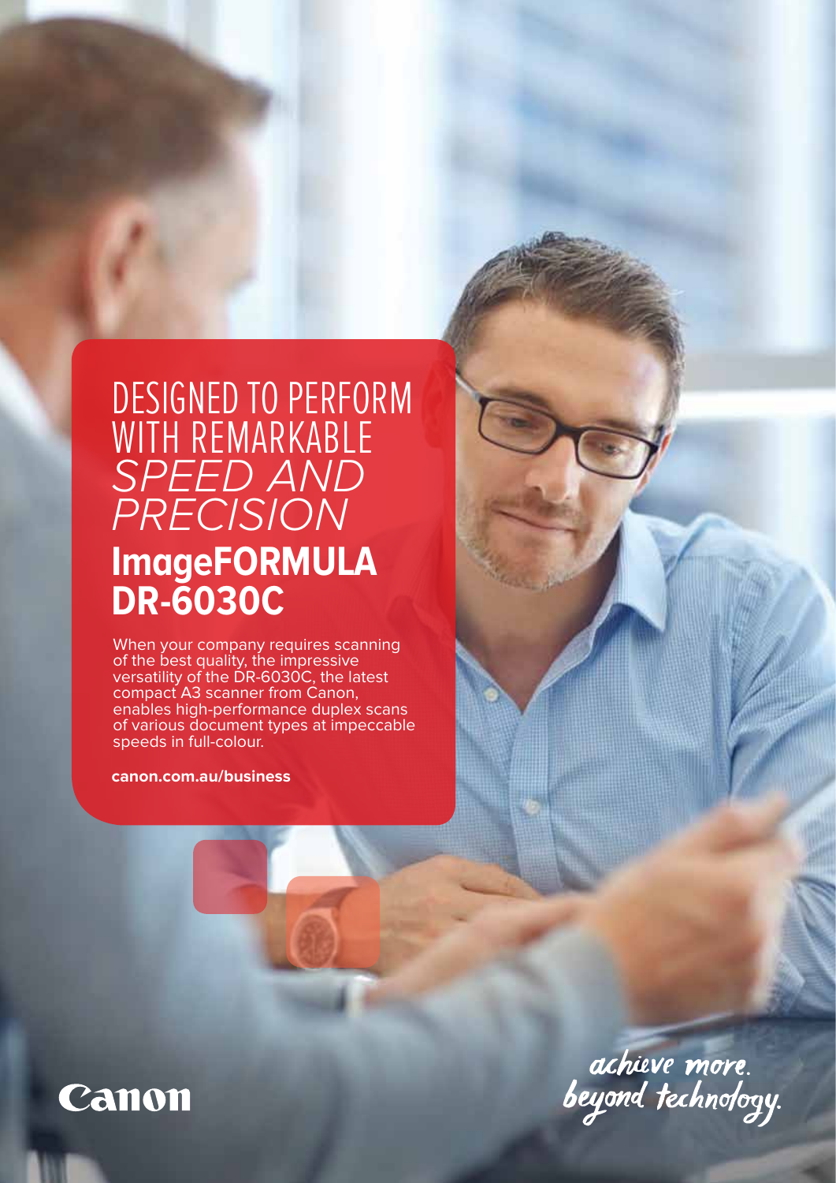# DESIGNED TO PERFORM WITH REMARKABLE *SPEED AND PRECISION*

## ImageFORMULA DR-6030C

When your company requires scanning of the best quality, the impressive versatility of the DR-6030C, the latest compact A3 scanner from Canon, enables high-performance duplex scans of various document types at impeccable speeds in full-colour.

**canon.com.au/business**

Canon

achieve more.
beyond technology.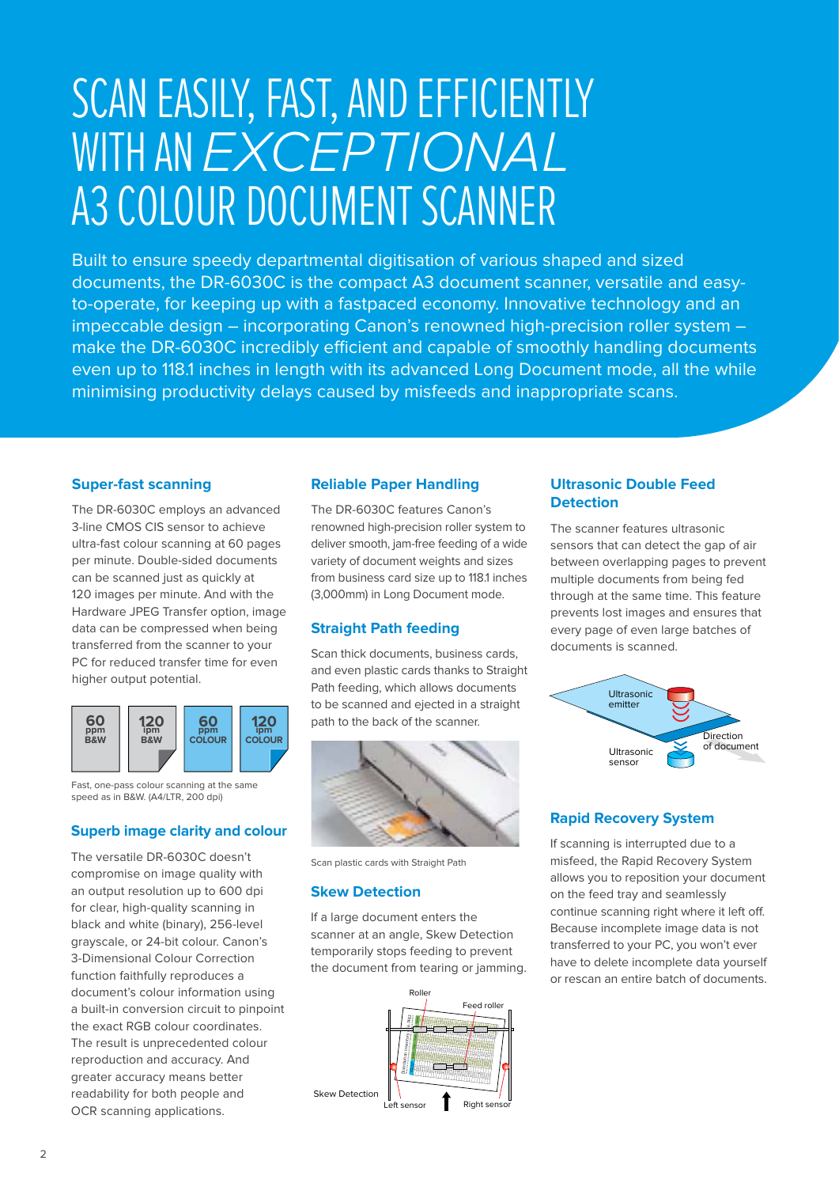# SCAN EASILY, FAST, AND EFFICIENTLY WITH AN *EXCEPTIONAL* A3 COLOUR DOCUMENT SCANNER

Built to ensure speedy departmental digitisation of various shaped and sized documents, the DR-6030C is the compact A3 document scanner, versatile and easy-to-operate, for keeping up with a fastpaced economy. Innovative technology and an impeccable design – incorporating Canon's renowned high-precision roller system – make the DR-6030C incredibly efficient and capable of smoothly handling documents even up to 118.1 inches in length with its advanced Long Document mode, all the while minimising productivity delays caused by misfeeds and inappropriate scans.

### Super-fast scanning

The DR-6030C employs an advanced 3-line CMOS CIS sensor to achieve ultra-fast colour scanning at 60 pages per minute. Double-sided documents can be scanned just as quickly at 120 images per minute. And with the Hardware JPEG Transfer option, image data can be compressed when being transferred from the scanner to your PC for reduced transfer time for even higher output potential.

| 60 ppm B&W | 120 ipm B&W | 60 ppm COLOUR | 120 ipm COLOUR |
|---|---|---|---|

Fast, one-pass colour scanning at the same speed as in B&W. (A4/LTR, 200 dpi)

### Superb image clarity and colour

The versatile DR-6030C doesn't compromise on image quality with an output resolution up to 600 dpi for clear, high-quality scanning in black and white (binary), 256-level grayscale, or 24-bit colour. Canon's 3-Dimensional Colour Correction function faithfully reproduces a document's colour information using a built-in conversion circuit to pinpoint the exact RGB colour coordinates. The result is unprecedented colour reproduction and accuracy. And greater accuracy means better readability for both people and OCR scanning applications.

### Reliable Paper Handling

The DR-6030C features Canon's renowned high-precision roller system to deliver smooth, jam-free feeding of a wide variety of document weights and sizes from business card size up to 118.1 inches (3,000mm) in Long Document mode.

### Straight Path feeding

Scan thick documents, business cards, and even plastic cards thanks to Straight Path feeding, which allows documents to be scanned and ejected in a straight path to the back of the scanner.

Scan plastic cards with Straight Path

### Skew Detection

If a large document enters the scanner at an angle, Skew Detection temporarily stops feeding to prevent the document from tearing or jamming.

Skew Detection (Roller, Feed roller, Left sensor, Right sensor)

### Ultrasonic Double Feed Detection

The scanner features ultrasonic sensors that can detect the gap of air between overlapping pages to prevent multiple documents from being fed through at the same time. This feature prevents lost images and ensures that every page of even large batches of documents is scanned.

(Ultrasonic emitter, Ultrasonic sensor, Direction of document)

### Rapid Recovery System

If scanning is interrupted due to a misfeed, the Rapid Recovery System allows you to reposition your document on the feed tray and seamlessly continue scanning right where it left off. Because incomplete image data is not transferred to your PC, you won't ever have to delete incomplete data yourself or rescan an entire batch of documents.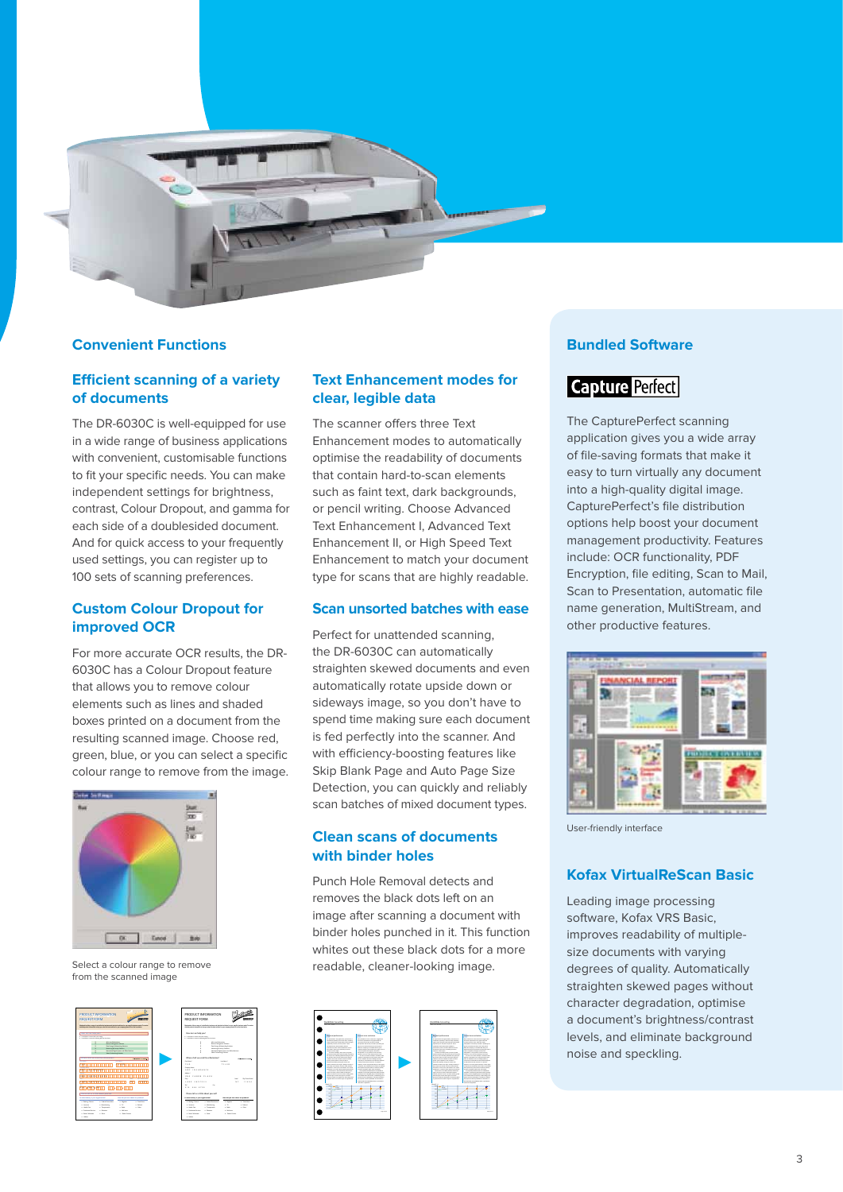## Convenient Functions

### Efficient scanning of a variety of documents

The DR-6030C is well-equipped for use in a wide range of business applications with convenient, customisable functions to fit your specific needs. You can make independent settings for brightness, contrast, Colour Dropout, and gamma for each side of a doublesided document. And for quick access to your frequently used settings, you can register up to 100 sets of scanning preferences.

### Custom Colour Dropout for improved OCR

For more accurate OCR results, the DR-6030C has a Colour Dropout feature that allows you to remove colour elements such as lines and shaded boxes printed on a document from the resulting scanned image. Choose red, green, blue, or you can select a specific colour range to remove from the image.

Select a colour range to remove from the scanned image

### Text Enhancement modes for clear, legible data

The scanner offers three Text Enhancement modes to automatically optimise the readability of documents that contain hard-to-scan elements such as faint text, dark backgrounds, or pencil writing. Choose Advanced Text Enhancement I, Advanced Text Enhancement II, or High Speed Text Enhancement to match your document type for scans that are highly readable.

### Scan unsorted batches with ease

Perfect for unattended scanning, the DR-6030C can automatically straighten skewed documents and even automatically rotate upside down or sideways image, so you don't have to spend time making sure each document is fed perfectly into the scanner. And with efficiency-boosting features like Skip Blank Page and Auto Page Size Detection, you can quickly and reliably scan batches of mixed document types.

### Clean scans of documents with binder holes

Punch Hole Removal detects and removes the black dots left on an image after scanning a document with binder holes punched in it. This function whites out these black dots for a more readable, cleaner-looking image.

## Bundled Software

CapturePerfect

The CapturePerfect scanning application gives you a wide array of file-saving formats that make it easy to turn virtually any document into a high-quality digital image. CapturePerfect's file distribution options help boost your document management productivity. Features include: OCR functionality, PDF Encryption, file editing, Scan to Mail, Scan to Presentation, automatic file name generation, MultiStream, and other productive features.

User-friendly interface

### Kofax VirtualReScan Basic

Leading image processing software, Kofax VRS Basic, improves readability of multiple-size documents with varying degrees of quality. Automatically straighten skewed pages without character degradation, optimise a document's brightness/contrast levels, and eliminate background noise and speckling.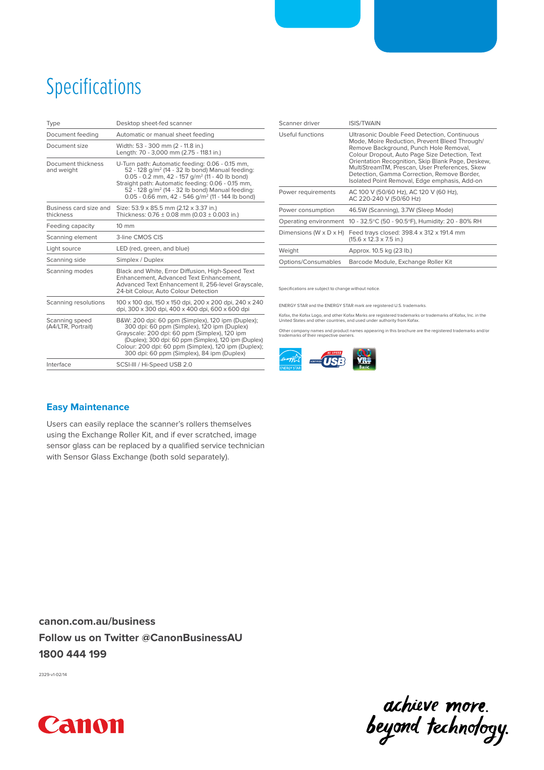# Specifications

| | |
|---|---|
| Type | Desktop sheet-fed scanner |
| Document feeding | Automatic or manual sheet feeding |
| Document size | Width: 53 - 300 mm (2 - 11.8 in.)<br>Length: 70 - 3,000 mm (2.75 - 118.1 in.) |
| Document thickness and weight | U-Turn path: Automatic feeding: 0.06 - 0.15 mm, 52 - 128 g/m² (14 - 32 lb bond) Manual feeding: 0.05 - 0.2 mm, 42 - 157 g/m² (11 - 40 lb bond)<br>Straight path: Automatic feeding: 0.06 - 0.15 mm, 52 - 128 g/m² (14 - 32 lb bond) Manual feeding: 0.05 - 0.66 mm, 42 - 546 g/m² (11 - 144 lb bond) |
| Business card size and thickness | Size: 53.9 x 85.5 mm (2.12 x 3.37 in.)<br>Thickness: 0.76 ± 0.08 mm (0.03 ± 0.003 in.) |
| Feeding capacity | 10 mm |
| Scanning element | 3-line CMOS CIS |
| Light source | LED (red, green, and blue) |
| Scanning side | Simplex / Duplex |
| Scanning modes | Black and White, Error Diffusion, High-Speed Text Enhancement, Advanced Text Enhancement, Advanced Text Enhancement II, 256-level Grayscale, 24-bit Colour, Auto Colour Detection |
| Scanning resolutions | 100 x 100 dpi, 150 x 150 dpi, 200 x 200 dpi, 240 x 240 dpi, 300 x 300 dpi, 400 x 400 dpi, 600 x 600 dpi |
| Scanning speed (A4/LTR, Portrait) | B&W: 200 dpi: 60 ppm (Simplex), 120 ipm (Duplex); 300 dpi: 60 ppm (Simplex), 120 ipm (Duplex)<br>Grayscale: 200 dpi: 60 ppm (Simplex), 120 ipm (Duplex); 300 dpi: 60 ppm (Simplex), 120 ipm (Duplex)<br>Colour: 200 dpi: 60 ppm (Simplex), 120 ipm (Duplex); 300 dpi: 60 ppm (Simplex), 84 ipm (Duplex) |
| Interface | SCSI-III / Hi-Speed USB 2.0 |
| Scanner driver | ISIS/TWAIN |
| Useful functions | Ultrasonic Double Feed Detection, Continuous Mode, Moire Reduction, Prevent Bleed Through/ Remove Background, Punch Hole Removal, Colour Dropout, Auto Page Size Detection, Text Orientation Recognition, Skip Blank Page, Deskew, MultiStreamTM, Prescan, User Preferences, Skew Detection, Gamma Correction, Remove Border, Isolated Point Removal, Edge emphasis, Add-on |
| Power requirements | AC 100 V (50/60 Hz), AC 120 V (60 Hz), AC 220-240 V (50/60 Hz) |
| Power consumption | 46.5W (Scanning), 3.7W (Sleep Mode) |
| Operating environment | 10 - 32.5°C (50 - 90.5°F), Humidity: 20 - 80% RH |
| Dimensions (W x D x H) | Feed trays closed: 398.4 x 312 x 191.4 mm (15.6 x 12.3 x 7.5 in.) |
| Weight | Approx. 10.5 kg (23 lb.) |
| Options/Consumables | Barcode Module, Exchange Roller Kit |

Specifications are subject to change without notice.

ENERGY STAR and the ENERGY STAR mark are registered U.S. trademarks.

Kofax, the Kofax Logo, and other Kofax Marks are registered trademarks or trademarks of Kofax, Inc. in the United States and other countries, and used under authority from Kofax.

Other company names and product names appearing in this brochure are the registered trademarks and/or trademarks of their respective owners.

## Easy Maintenance

Users can easily replace the scanner's rollers themselves using the Exchange Roller Kit, and if ever scratched, image sensor glass can be replaced by a qualified service technician with Sensor Glass Exchange (both sold separately).

**canon.com.au/business**
**Follow us on Twitter @CanonBusinessAU**
**1800 444 199**

2329-v1-02/14

Canon

achieve more. beyond technology.